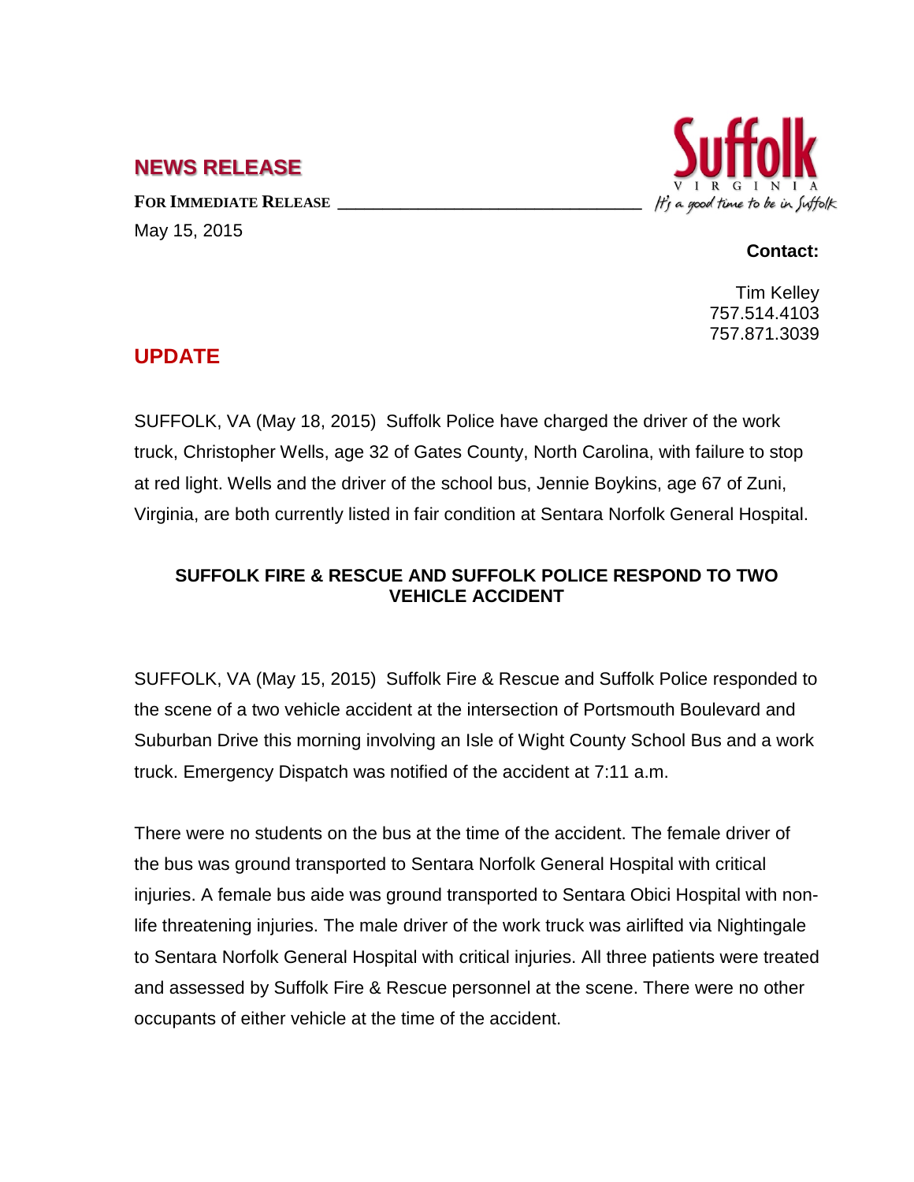## NEWS RELEASE

**FOR IMMEDIATE RELEASE**

May 15, 2015

Suffolk
VIRGINIA
*It's a good time to be in Suffolk*

**Contact:**

Tim Kelley
757.514.4103
757.871.3039

## UPDATE

SUFFOLK, VA (May 18, 2015) Suffolk Police have charged the driver of the work truck, Christopher Wells, age 32 of Gates County, North Carolina, with failure to stop at red light. Wells and the driver of the school bus, Jennie Boykins, age 67 of Zuni, Virginia, are both currently listed in fair condition at Sentara Norfolk General Hospital.

### SUFFOLK FIRE & RESCUE AND SUFFOLK POLICE RESPOND TO TWO VEHICLE ACCIDENT

SUFFOLK, VA (May 15, 2015) Suffolk Fire & Rescue and Suffolk Police responded to the scene of a two vehicle accident at the intersection of Portsmouth Boulevard and Suburban Drive this morning involving an Isle of Wight County School Bus and a work truck. Emergency Dispatch was notified of the accident at 7:11 a.m.

There were no students on the bus at the time of the accident. The female driver of the bus was ground transported to Sentara Norfolk General Hospital with critical injuries. A female bus aide was ground transported to Sentara Obici Hospital with non-life threatening injuries. The male driver of the work truck was airlifted via Nightingale to Sentara Norfolk General Hospital with critical injuries. All three patients were treated and assessed by Suffolk Fire & Rescue personnel at the scene. There were no other occupants of either vehicle at the time of the accident.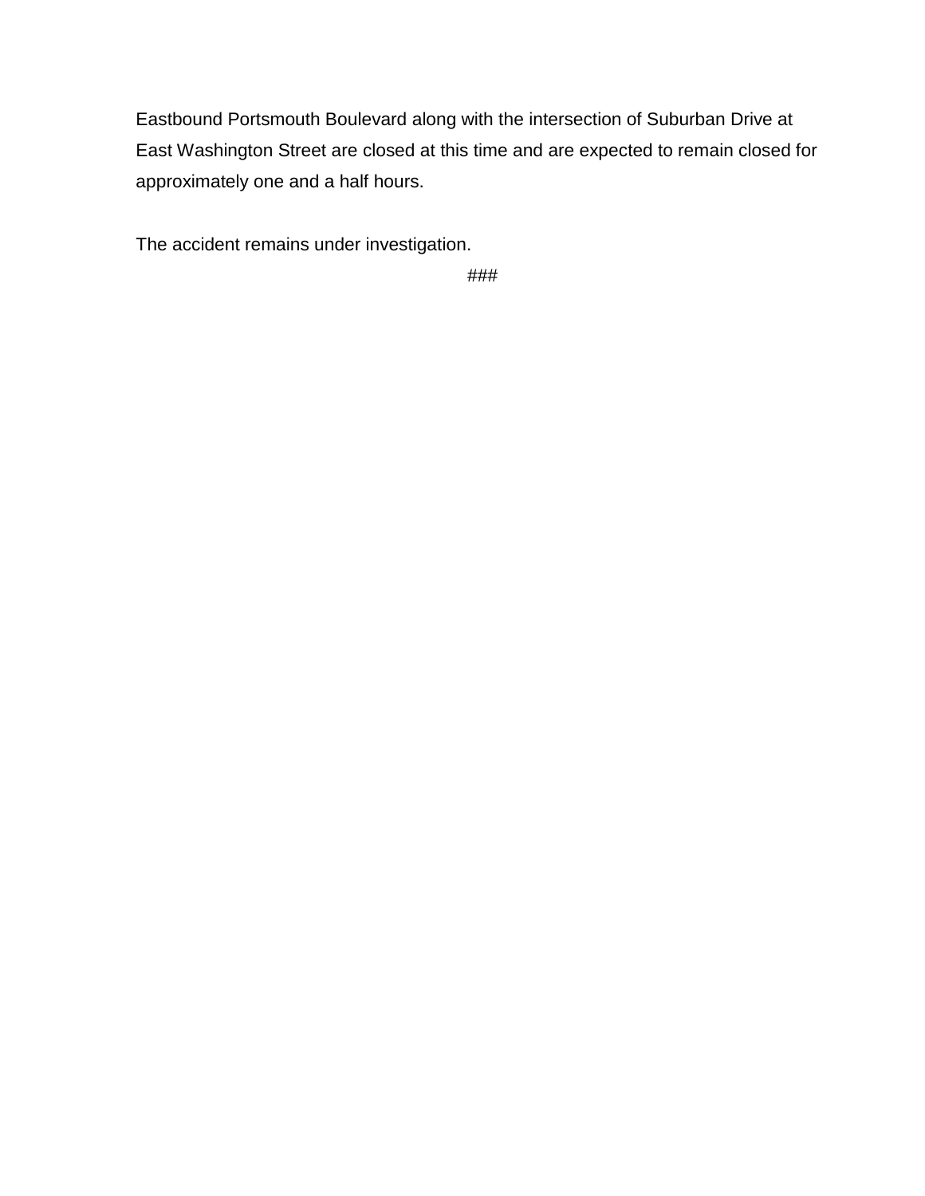Eastbound Portsmouth Boulevard along with the intersection of Suburban Drive at East Washington Street are closed at this time and are expected to remain closed for approximately one and a half hours.

The accident remains under investigation.

###